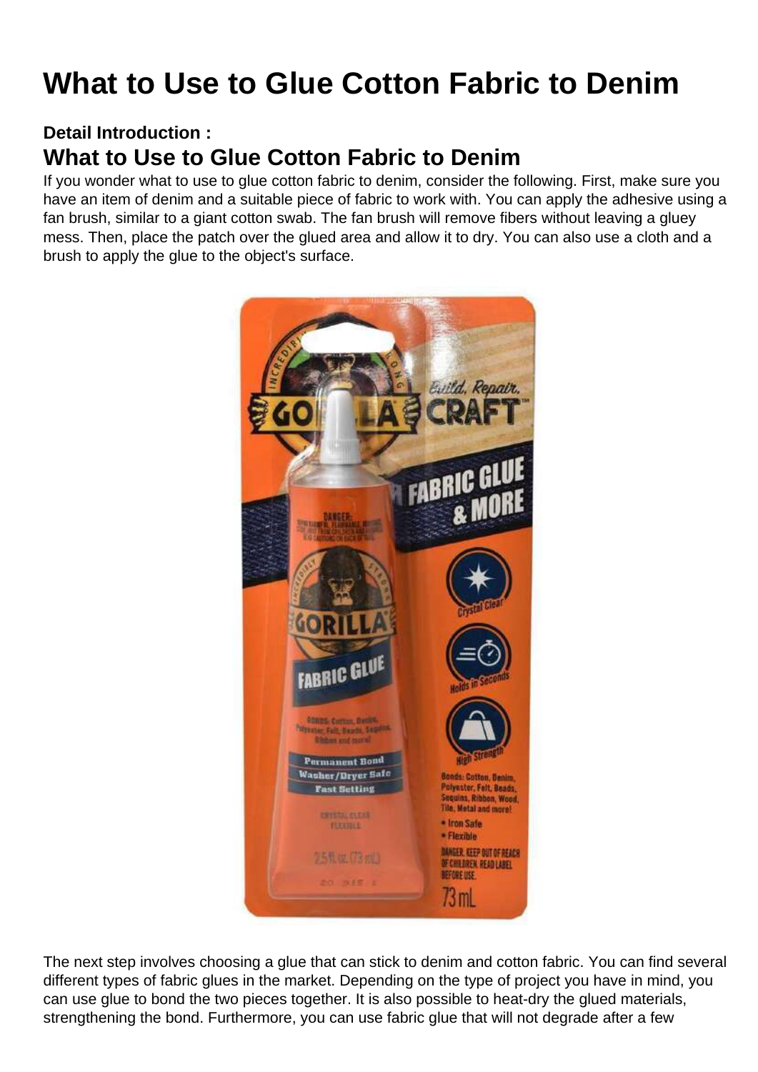# What to Use to Glue Cotton Fabric to Denim

**Detail Introduction :**

## What to Use to Glue Cotton Fabric to Denim

If you wonder what to use to glue cotton fabric to denim, consider the following. First, make sure you have an item of denim and a suitable piece of fabric to work with. You can apply the adhesive using a fan brush, similar to a giant cotton swab. The fan brush will remove fibers without leaving a gluey mess. Then, place the patch over the glued area and allow it to dry. You can also use a cloth and a brush to apply the glue to the object's surface.

The next step involves choosing a glue that can stick to denim and cotton fabric. You can find several different types of fabric glues in the market. Depending on the type of project you have in mind, you can use glue to bond the two pieces together. It is also possible to heat-dry the glued materials, strengthening the bond. Furthermore, you can use fabric glue that will not degrade after a few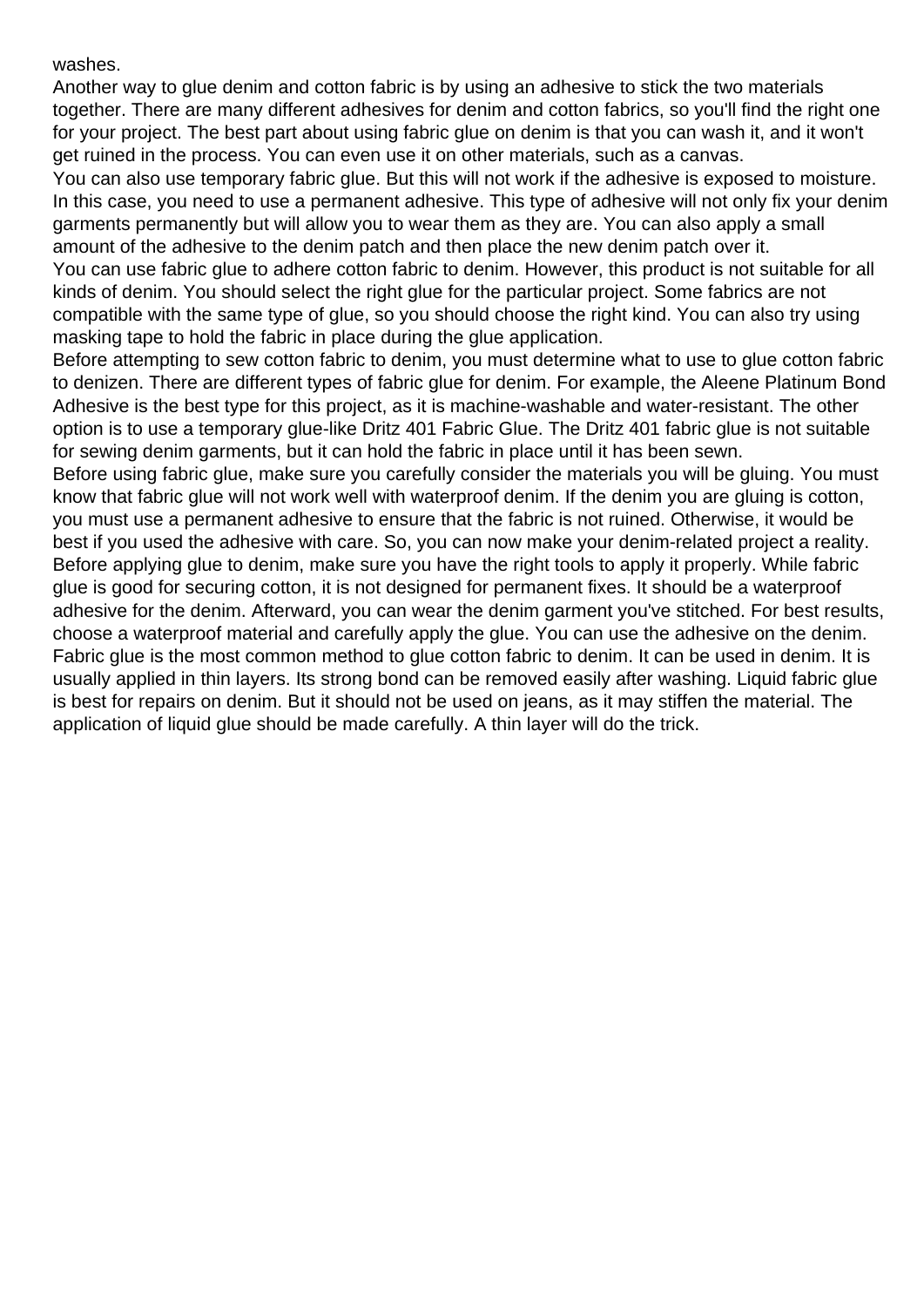washes.

Another way to glue denim and cotton fabric is by using an adhesive to stick the two materials together. There are many different adhesives for denim and cotton fabrics, so you'll find the right one for your project. The best part about using fabric glue on denim is that you can wash it, and it won't get ruined in the process. You can even use it on other materials, such as a canvas.

You can also use temporary fabric glue. But this will not work if the adhesive is exposed to moisture. In this case, you need to use a permanent adhesive. This type of adhesive will not only fix your denim garments permanently but will allow you to wear them as they are. You can also apply a small amount of the adhesive to the denim patch and then place the new denim patch over it.

You can use fabric glue to adhere cotton fabric to denim. However, this product is not suitable for all kinds of denim. You should select the right glue for the particular project. Some fabrics are not compatible with the same type of glue, so you should choose the right kind. You can also try using masking tape to hold the fabric in place during the glue application.

Before attempting to sew cotton fabric to denim, you must determine what to use to glue cotton fabric to denizen. There are different types of fabric glue for denim. For example, the Aleene Platinum Bond Adhesive is the best type for this project, as it is machine-washable and water-resistant. The other option is to use a temporary glue-like Dritz 401 Fabric Glue. The Dritz 401 fabric glue is not suitable for sewing denim garments, but it can hold the fabric in place until it has been sewn.

Before using fabric glue, make sure you carefully consider the materials you will be gluing. You must know that fabric glue will not work well with waterproof denim. If the denim you are gluing is cotton, you must use a permanent adhesive to ensure that the fabric is not ruined. Otherwise, it would be best if you used the adhesive with care. So, you can now make your denim-related project a reality.

Before applying glue to denim, make sure you have the right tools to apply it properly. While fabric glue is good for securing cotton, it is not designed for permanent fixes. It should be a waterproof adhesive for the denim. Afterward, you can wear the denim garment you've stitched. For best results, choose a waterproof material and carefully apply the glue. You can use the adhesive on the denim.

Fabric glue is the most common method to glue cotton fabric to denim. It can be used in denim. It is usually applied in thin layers. Its strong bond can be removed easily after washing. Liquid fabric glue is best for repairs on denim. But it should not be used on jeans, as it may stiffen the material. The application of liquid glue should be made carefully. A thin layer will do the trick.